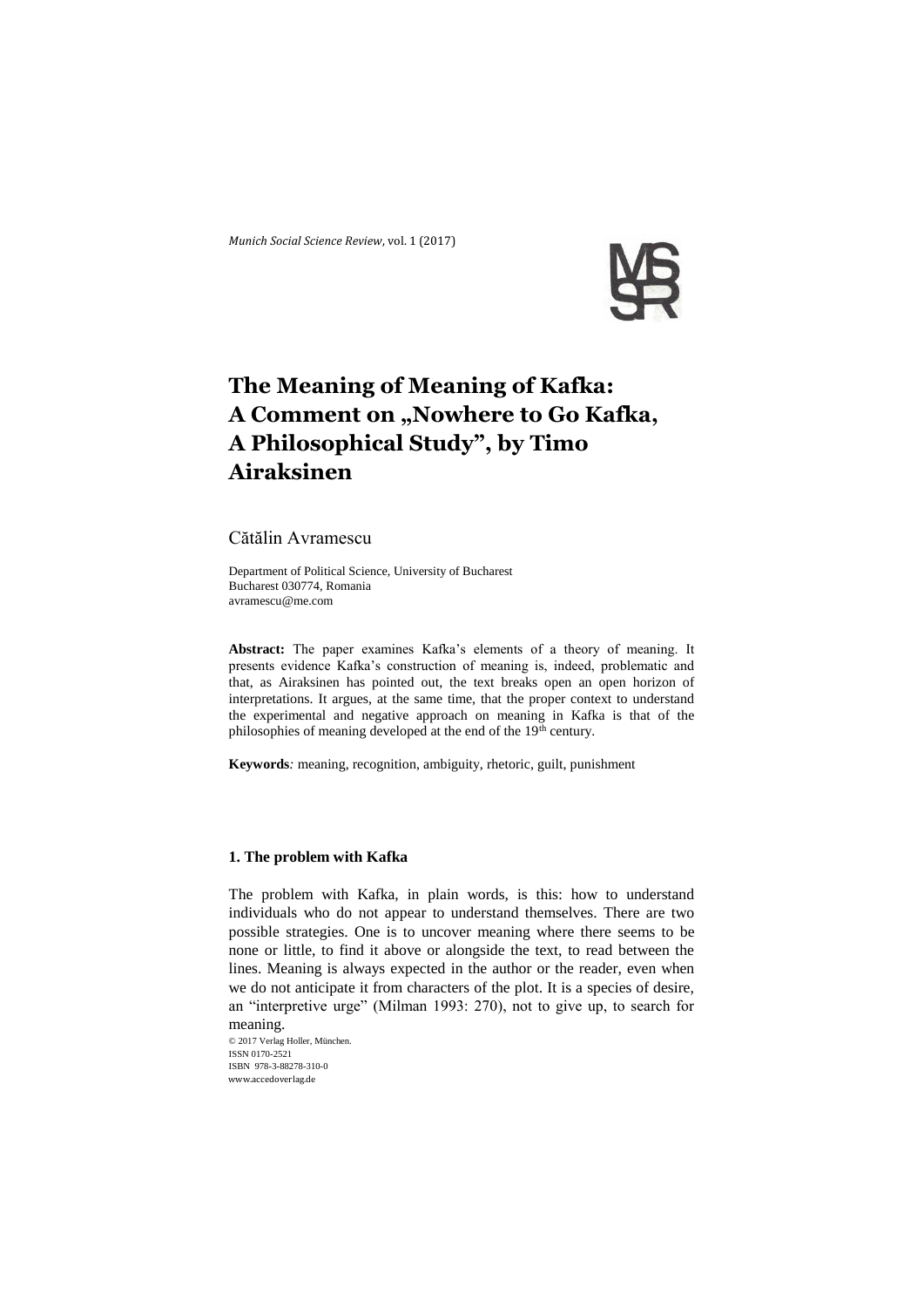# The Meaning of Meaning of Kafka: A Comment on „Nowhere to Go Kafka, A Philosophical Study", by Timo Airaksinen

Cătălin Avramescu

Department of Political Science, University of Bucharest
Bucharest 030774, Romania
avramescu@me.com

**Abstract:** The paper examines Kafka's elements of a theory of meaning. It presents evidence Kafka's construction of meaning is, indeed, problematic and that, as Airaksinen has pointed out, the text breaks open an open horizon of interpretations. It argues, at the same time, that the proper context to understand the experimental and negative approach on meaning in Kafka is that of the philosophies of meaning developed at the end of the 19th century.

**Keywords***:* meaning, recognition, ambiguity, rhetoric, guilt, punishment

## 1. The problem with Kafka

The problem with Kafka, in plain words, is this: how to understand individuals who do not appear to understand themselves. There are two possible strategies. One is to uncover meaning where there seems to be none or little, to find it above or alongside the text, to read between the lines. Meaning is always expected in the author or the reader, even when we do not anticipate it from characters of the plot. It is a species of desire, an "interpretive urge" (Milman 1993: 270), not to give up, to search for meaning.

© 2017 Verlag Holler, München.
ISSN 0170-2521
ISBN 978-3-88278-310-0
www.accedoverlag.de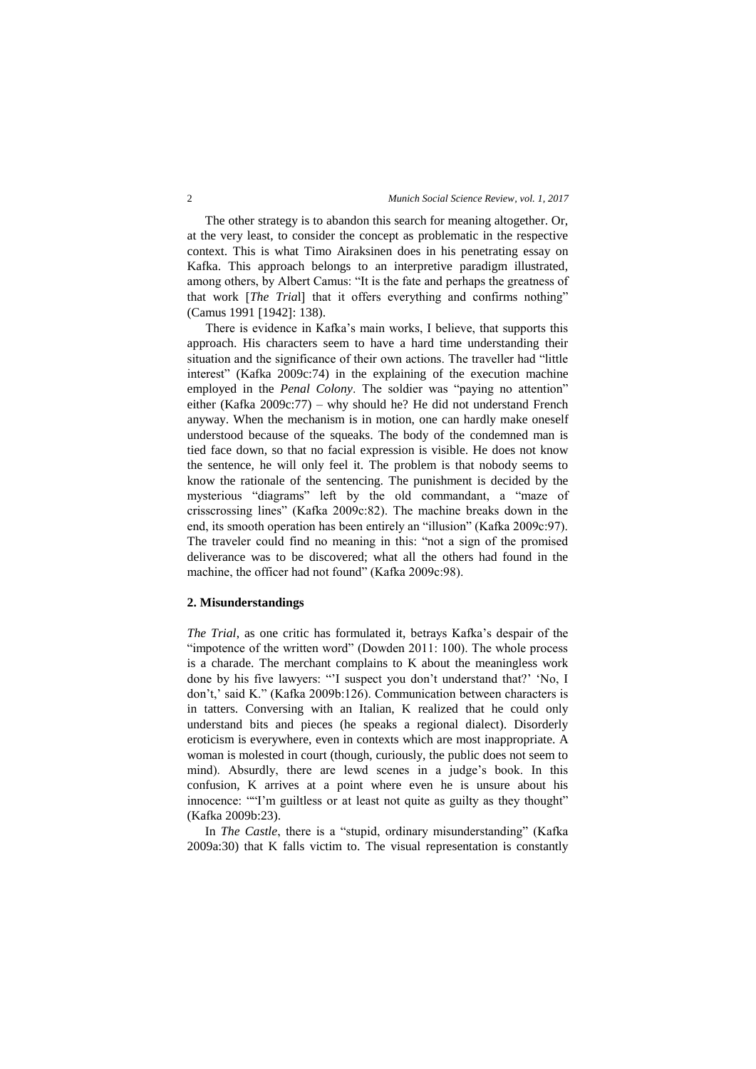The other strategy is to abandon this search for meaning altogether. Or, at the very least, to consider the concept as problematic in the respective context. This is what Timo Airaksinen does in his penetrating essay on Kafka. This approach belongs to an interpretive paradigm illustrated, among others, by Albert Camus: "It is the fate and perhaps the greatness of that work [*The Trial*] that it offers everything and confirms nothing" (Camus 1991 [1942]: 138).

There is evidence in Kafka's main works, I believe, that supports this approach. His characters seem to have a hard time understanding their situation and the significance of their own actions. The traveller had "little interest" (Kafka 2009c:74) in the explaining of the execution machine employed in the *Penal Colony*. The soldier was "paying no attention" either (Kafka 2009c:77) – why should he? He did not understand French anyway. When the mechanism is in motion, one can hardly make oneself understood because of the squeaks. The body of the condemned man is tied face down, so that no facial expression is visible. He does not know the sentence, he will only feel it. The problem is that nobody seems to know the rationale of the sentencing. The punishment is decided by the mysterious "diagrams" left by the old commandant, a "maze of crisscrossing lines" (Kafka 2009c:82). The machine breaks down in the end, its smooth operation has been entirely an "illusion" (Kafka 2009c:97). The traveler could find no meaning in this: "not a sign of the promised deliverance was to be discovered; what all the others had found in the machine, the officer had not found" (Kafka 2009c:98).

## 2. Misunderstandings

*The Trial*, as one critic has formulated it, betrays Kafka's despair of the "impotence of the written word" (Dowden 2011: 100). The whole process is a charade. The merchant complains to K about the meaningless work done by his five lawyers: "'I suspect you don't understand that?' 'No, I don't,' said K." (Kafka 2009b:126). Communication between characters is in tatters. Conversing with an Italian, K realized that he could only understand bits and pieces (he speaks a regional dialect). Disorderly eroticism is everywhere, even in contexts which are most inappropriate. A woman is molested in court (though, curiously, the public does not seem to mind). Absurdly, there are lewd scenes in a judge's book. In this confusion, K arrives at a point where even he is unsure about his innocence: ""I'm guiltless or at least not quite as guilty as they thought" (Kafka 2009b:23).

In *The Castle*, there is a "stupid, ordinary misunderstanding" (Kafka 2009a:30) that K falls victim to. The visual representation is constantly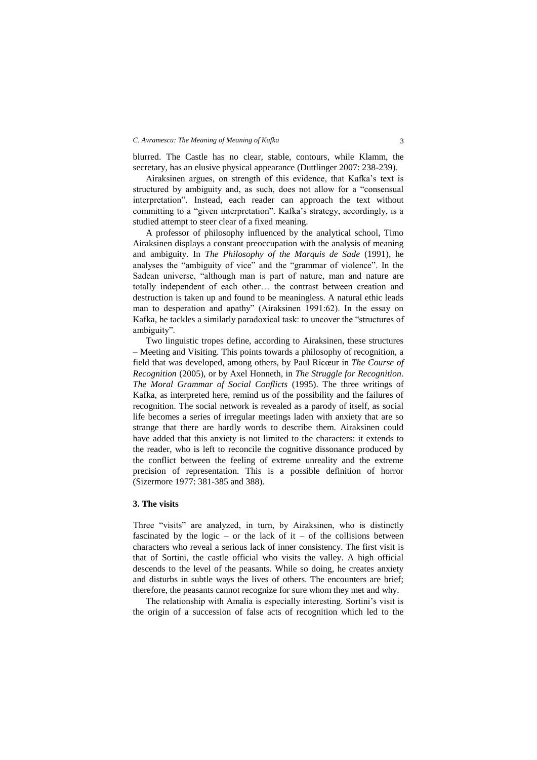blurred. The Castle has no clear, stable, contours, while Klamm, the secretary, has an elusive physical appearance (Duttlinger 2007: 238-239).

Airaksinen argues, on strength of this evidence, that Kafka's text is structured by ambiguity and, as such, does not allow for a "consensual interpretation". Instead, each reader can approach the text without committing to a "given interpretation". Kafka's strategy, accordingly, is a studied attempt to steer clear of a fixed meaning.

A professor of philosophy influenced by the analytical school, Timo Airaksinen displays a constant preoccupation with the analysis of meaning and ambiguity. In *The Philosophy of the Marquis de Sade* (1991), he analyses the "ambiguity of vice" and the "grammar of violence". In the Sadean universe, "although man is part of nature, man and nature are totally independent of each other… the contrast between creation and destruction is taken up and found to be meaningless. A natural ethic leads man to desperation and apathy" (Airaksinen 1991:62). In the essay on Kafka, he tackles a similarly paradoxical task: to uncover the "structures of ambiguity".

Two linguistic tropes define, according to Airaksinen, these structures – Meeting and Visiting. This points towards a philosophy of recognition, a field that was developed, among others, by Paul Ricœur in *The Course of Recognition* (2005), or by Axel Honneth, in *The Struggle for Recognition. The Moral Grammar of Social Conflicts* (1995). The three writings of Kafka, as interpreted here, remind us of the possibility and the failures of recognition. The social network is revealed as a parody of itself, as social life becomes a series of irregular meetings laden with anxiety that are so strange that there are hardly words to describe them. Airaksinen could have added that this anxiety is not limited to the characters: it extends to the reader, who is left to reconcile the cognitive dissonance produced by the conflict between the feeling of extreme unreality and the extreme precision of representation. This is a possible definition of horror (Sizermore 1977: 381-385 and 388).

### 3. The visits

Three "visits" are analyzed, in turn, by Airaksinen, who is distinctly fascinated by the logic – or the lack of it – of the collisions between characters who reveal a serious lack of inner consistency. The first visit is that of Sortini, the castle official who visits the valley. A high official descends to the level of the peasants. While so doing, he creates anxiety and disturbs in subtle ways the lives of others. The encounters are brief; therefore, the peasants cannot recognize for sure whom they met and why.

The relationship with Amalia is especially interesting. Sortini's visit is the origin of a succession of false acts of recognition which led to the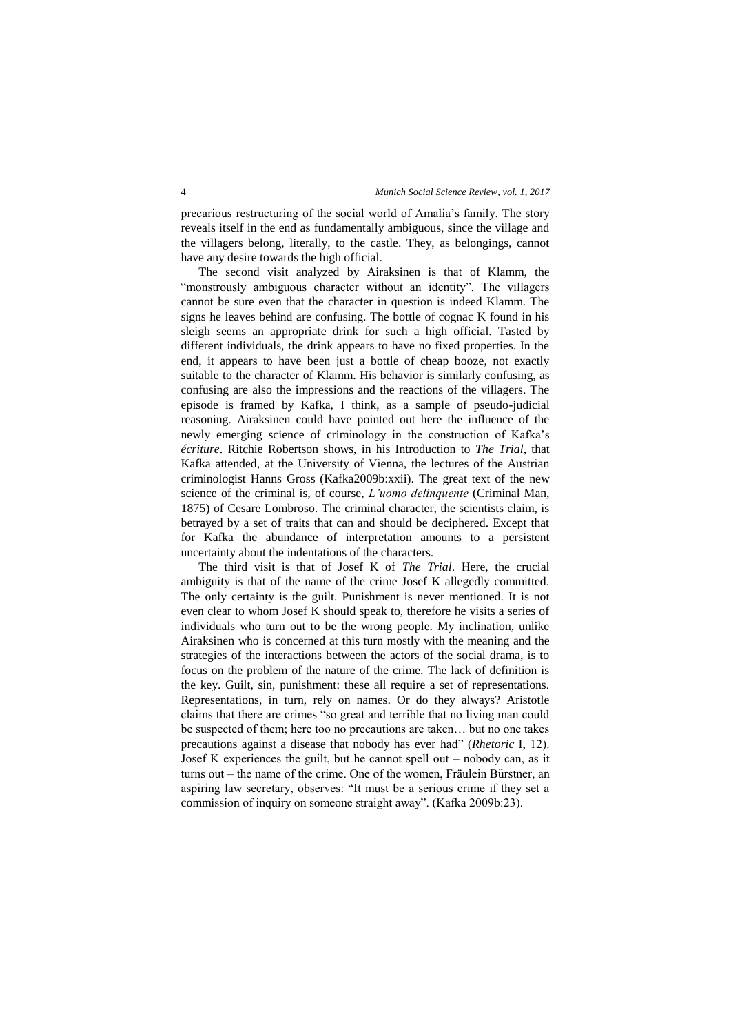precarious restructuring of the social world of Amalia's family. The story reveals itself in the end as fundamentally ambiguous, since the village and the villagers belong, literally, to the castle. They, as belongings, cannot have any desire towards the high official.

The second visit analyzed by Airaksinen is that of Klamm, the "monstrously ambiguous character without an identity". The villagers cannot be sure even that the character in question is indeed Klamm. The signs he leaves behind are confusing. The bottle of cognac K found in his sleigh seems an appropriate drink for such a high official. Tasted by different individuals, the drink appears to have no fixed properties. In the end, it appears to have been just a bottle of cheap booze, not exactly suitable to the character of Klamm. His behavior is similarly confusing, as confusing are also the impressions and the reactions of the villagers. The episode is framed by Kafka, I think, as a sample of pseudo-judicial reasoning. Airaksinen could have pointed out here the influence of the newly emerging science of criminology in the construction of Kafka's *écriture*. Ritchie Robertson shows, in his Introduction to *The Trial*, that Kafka attended, at the University of Vienna, the lectures of the Austrian criminologist Hanns Gross (Kafka2009b:xxii). The great text of the new science of the criminal is, of course, *L'uomo delinquente* (Criminal Man, 1875) of Cesare Lombroso. The criminal character, the scientists claim, is betrayed by a set of traits that can and should be deciphered. Except that for Kafka the abundance of interpretation amounts to a persistent uncertainty about the indentations of the characters.

The third visit is that of Josef K of *The Trial*. Here, the crucial ambiguity is that of the name of the crime Josef K allegedly committed. The only certainty is the guilt. Punishment is never mentioned. It is not even clear to whom Josef K should speak to, therefore he visits a series of individuals who turn out to be the wrong people. My inclination, unlike Airaksinen who is concerned at this turn mostly with the meaning and the strategies of the interactions between the actors of the social drama, is to focus on the problem of the nature of the crime. The lack of definition is the key. Guilt, sin, punishment: these all require a set of representations. Representations, in turn, rely on names. Or do they always? Aristotle claims that there are crimes "so great and terrible that no living man could be suspected of them; here too no precautions are taken… but no one takes precautions against a disease that nobody has ever had" (*Rhetoric* I, 12). Josef K experiences the guilt, but he cannot spell out – nobody can, as it turns out – the name of the crime. One of the women, Fräulein Bürstner, an aspiring law secretary, observes: "It must be a serious crime if they set a commission of inquiry on someone straight away". (Kafka 2009b:23).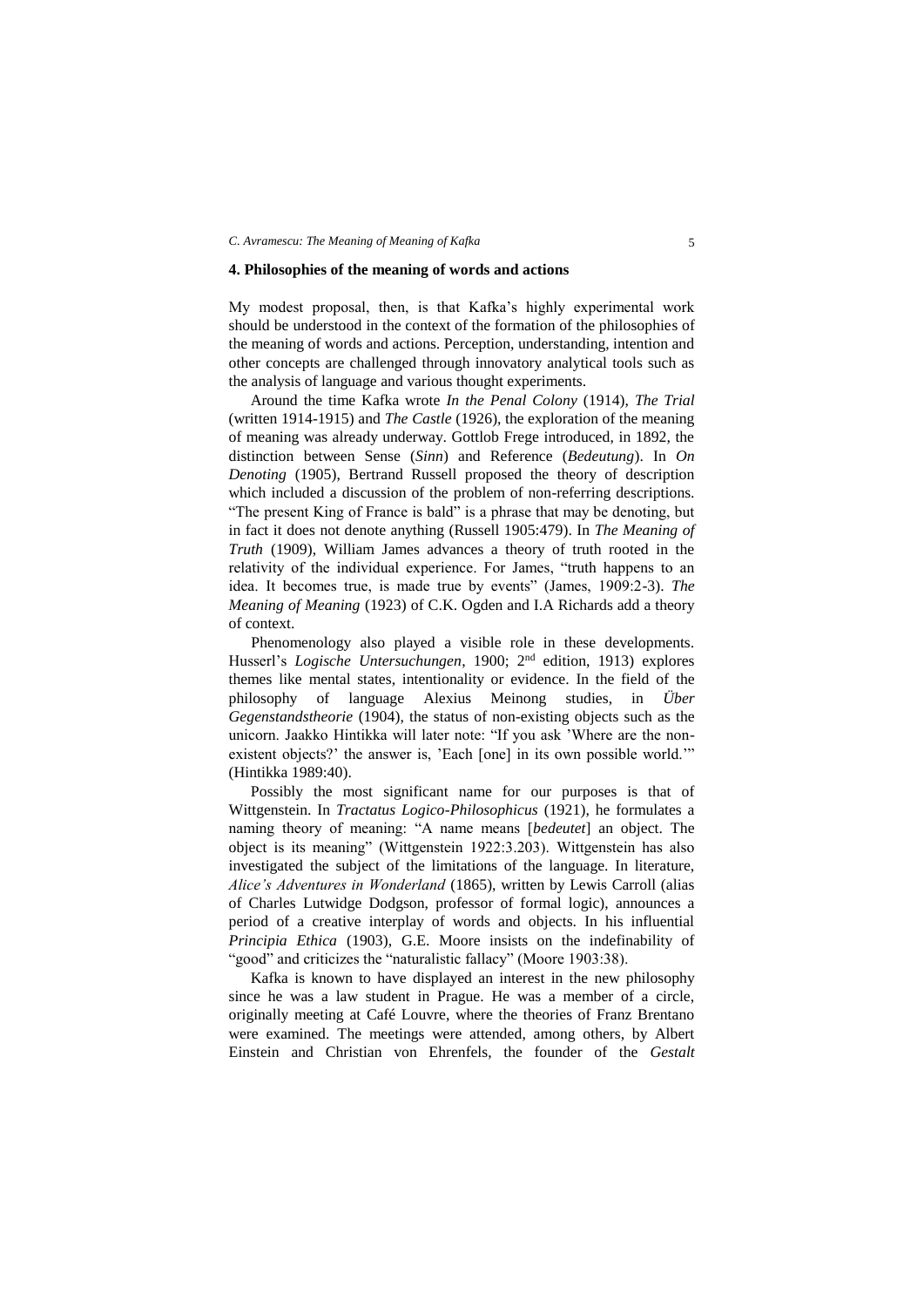## 4. Philosophies of the meaning of words and actions

My modest proposal, then, is that Kafka's highly experimental work should be understood in the context of the formation of the philosophies of the meaning of words and actions. Perception, understanding, intention and other concepts are challenged through innovatory analytical tools such as the analysis of language and various thought experiments.

Around the time Kafka wrote *In the Penal Colony* (1914), *The Trial* (written 1914-1915) and *The Castle* (1926), the exploration of the meaning of meaning was already underway. Gottlob Frege introduced, in 1892, the distinction between Sense (*Sinn*) and Reference (*Bedeutung*). In *On Denoting* (1905), Bertrand Russell proposed the theory of description which included a discussion of the problem of non-referring descriptions. "The present King of France is bald" is a phrase that may be denoting, but in fact it does not denote anything (Russell 1905:479). In *The Meaning of Truth* (1909), William James advances a theory of truth rooted in the relativity of the individual experience. For James, "truth happens to an idea. It becomes true, is made true by events" (James, 1909:2-3). *The Meaning of Meaning* (1923) of C.K. Ogden and I.A Richards add a theory of context.

Phenomenology also played a visible role in these developments. Husserl's *Logische Untersuchungen*, 1900; 2nd edition, 1913) explores themes like mental states, intentionality or evidence. In the field of the philosophy of language Alexius Meinong studies, in *Über Gegenstandstheorie* (1904), the status of non-existing objects such as the unicorn. Jaakko Hintikka will later note: "If you ask 'Where are the non-existent objects?' the answer is, 'Each [one] in its own possible world.'" (Hintikka 1989:40).

Possibly the most significant name for our purposes is that of Wittgenstein. In *Tractatus Logico-Philosophicus* (1921), he formulates a naming theory of meaning: "A name means [*bedeutet*] an object. The object is its meaning" (Wittgenstein 1922:3.203). Wittgenstein has also investigated the subject of the limitations of the language. In literature, *Alice's Adventures in Wonderland* (1865), written by Lewis Carroll (alias of Charles Lutwidge Dodgson, professor of formal logic), announces a period of a creative interplay of words and objects. In his influential *Principia Ethica* (1903), G.E. Moore insists on the indefinability of "good" and criticizes the "naturalistic fallacy" (Moore 1903:38).

Kafka is known to have displayed an interest in the new philosophy since he was a law student in Prague. He was a member of a circle, originally meeting at Café Louvre, where the theories of Franz Brentano were examined. The meetings were attended, among others, by Albert Einstein and Christian von Ehrenfels, the founder of the *Gestalt*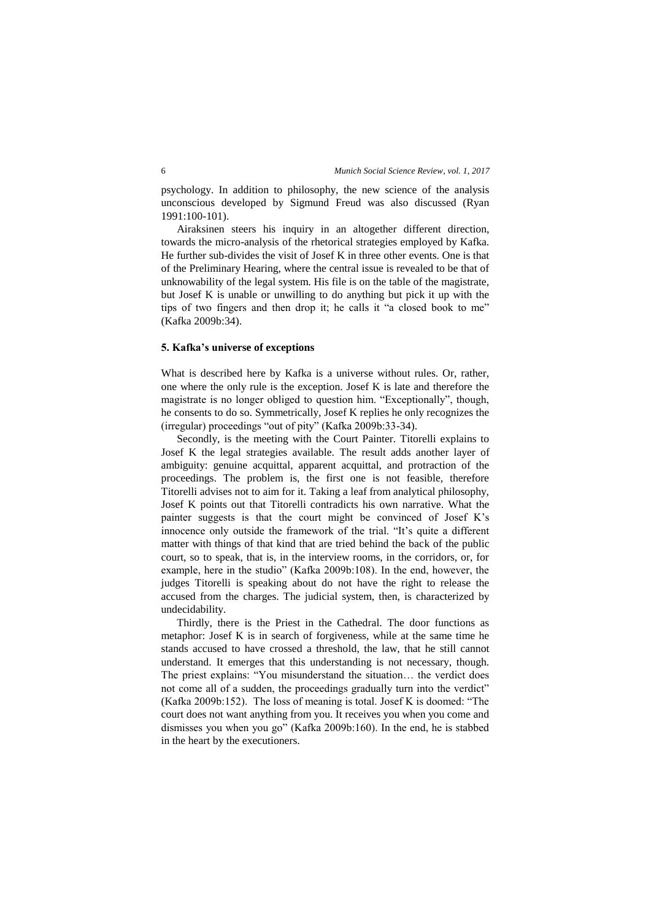psychology. In addition to philosophy, the new science of the analysis unconscious developed by Sigmund Freud was also discussed (Ryan 1991:100-101).

Airaksinen steers his inquiry in an altogether different direction, towards the micro-analysis of the rhetorical strategies employed by Kafka. He further sub-divides the visit of Josef K in three other events. One is that of the Preliminary Hearing, where the central issue is revealed to be that of unknowability of the legal system. His file is on the table of the magistrate, but Josef K is unable or unwilling to do anything but pick it up with the tips of two fingers and then drop it; he calls it "a closed book to me" (Kafka 2009b:34).

## 5. Kafka's universe of exceptions

What is described here by Kafka is a universe without rules. Or, rather, one where the only rule is the exception. Josef K is late and therefore the magistrate is no longer obliged to question him. "Exceptionally", though, he consents to do so. Symmetrically, Josef K replies he only recognizes the (irregular) proceedings "out of pity" (Kafka 2009b:33-34).

Secondly, is the meeting with the Court Painter. Titorelli explains to Josef K the legal strategies available. The result adds another layer of ambiguity: genuine acquittal, apparent acquittal, and protraction of the proceedings. The problem is, the first one is not feasible, therefore Titorelli advises not to aim for it. Taking a leaf from analytical philosophy, Josef K points out that Titorelli contradicts his own narrative. What the painter suggests is that the court might be convinced of Josef K's innocence only outside the framework of the trial. "It's quite a different matter with things of that kind that are tried behind the back of the public court, so to speak, that is, in the interview rooms, in the corridors, or, for example, here in the studio" (Kafka 2009b:108). In the end, however, the judges Titorelli is speaking about do not have the right to release the accused from the charges. The judicial system, then, is characterized by undecidability.

Thirdly, there is the Priest in the Cathedral. The door functions as metaphor: Josef K is in search of forgiveness, while at the same time he stands accused to have crossed a threshold, the law, that he still cannot understand. It emerges that this understanding is not necessary, though. The priest explains: "You misunderstand the situation… the verdict does not come all of a sudden, the proceedings gradually turn into the verdict" (Kafka 2009b:152). The loss of meaning is total. Josef K is doomed: "The court does not want anything from you. It receives you when you come and dismisses you when you go" (Kafka 2009b:160). In the end, he is stabbed in the heart by the executioners.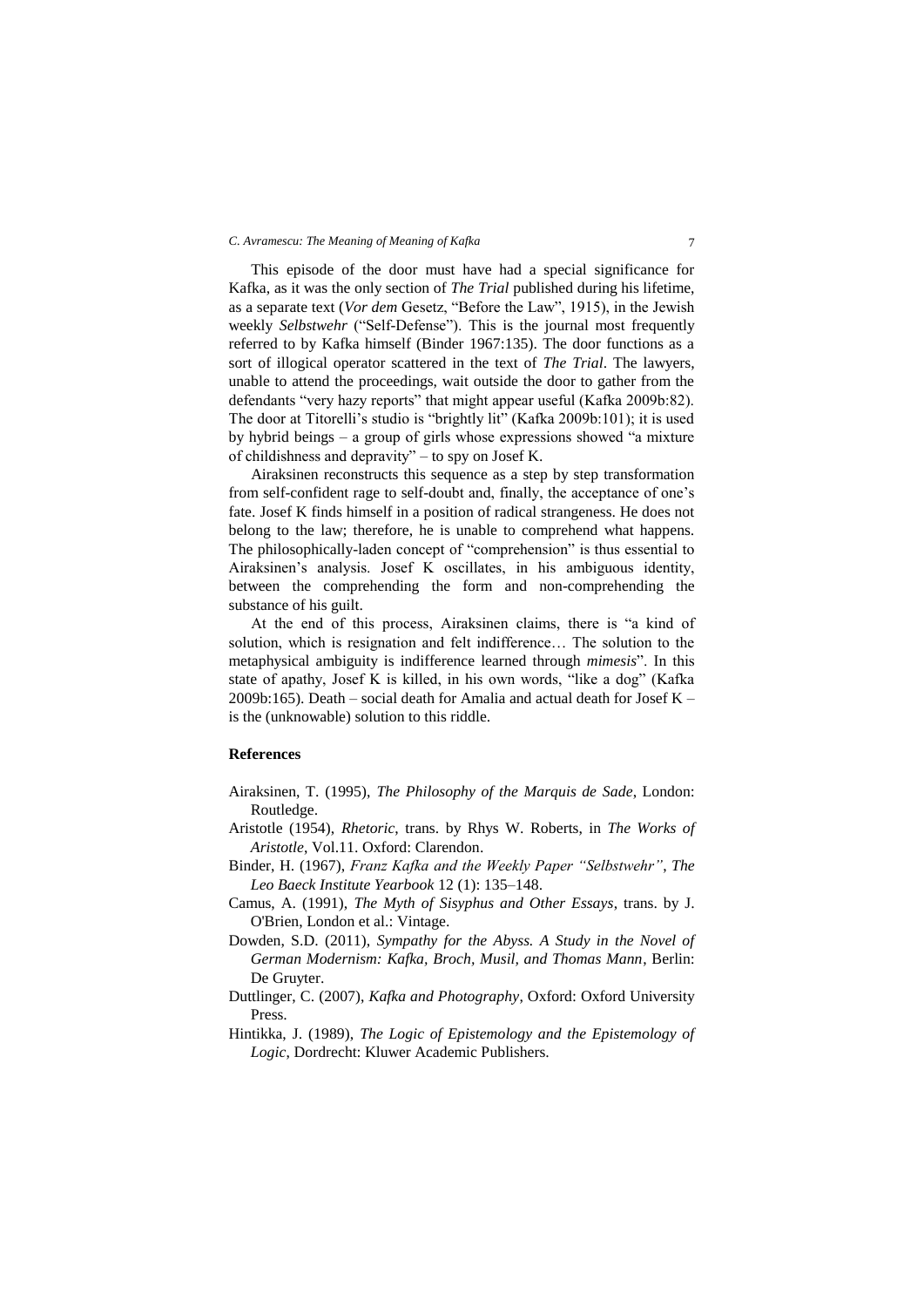This episode of the door must have had a special significance for Kafka, as it was the only section of *The Trial* published during his lifetime, as a separate text (*Vor dem* Gesetz, "Before the Law", 1915), in the Jewish weekly *Selbstwehr* ("Self-Defense"). This is the journal most frequently referred to by Kafka himself (Binder 1967:135). The door functions as a sort of illogical operator scattered in the text of *The Trial*. The lawyers, unable to attend the proceedings, wait outside the door to gather from the defendants "very hazy reports" that might appear useful (Kafka 2009b:82). The door at Titorelli's studio is "brightly lit" (Kafka 2009b:101); it is used by hybrid beings – a group of girls whose expressions showed "a mixture of childishness and depravity" – to spy on Josef K.

Airaksinen reconstructs this sequence as a step by step transformation from self-confident rage to self-doubt and, finally, the acceptance of one's fate. Josef K finds himself in a position of radical strangeness. He does not belong to the law; therefore, he is unable to comprehend what happens. The philosophically-laden concept of "comprehension" is thus essential to Airaksinen's analysis. Josef K oscillates, in his ambiguous identity, between the comprehending the form and non-comprehending the substance of his guilt.

At the end of this process, Airaksinen claims, there is "a kind of solution, which is resignation and felt indifference… The solution to the metaphysical ambiguity is indifference learned through *mimesis*". In this state of apathy, Josef K is killed, in his own words, "like a dog" (Kafka 2009b:165). Death – social death for Amalia and actual death for Josef K – is the (unknowable) solution to this riddle.

## References

Airaksinen, T. (1995), *The Philosophy of the Marquis de Sade*, London: Routledge.

Aristotle (1954), *Rhetoric*, trans. by Rhys W. Roberts, in *The Works of Aristotle*, Vol.11. Oxford: Clarendon.

Binder, H. (1967), *Franz Kafka and the Weekly Paper "Selbstwehr"*, *The Leo Baeck Institute Yearbook* 12 (1): 135–148.

Camus, A. (1991), *The Myth of Sisyphus and Other Essays*, trans. by J. O'Brien, London et al.: Vintage.

Dowden, S.D. (2011), *Sympathy for the Abyss. A Study in the Novel of German Modernism: Kafka, Broch, Musil, and Thomas Mann*, Berlin: De Gruyter.

Duttlinger, C. (2007), *Kafka and Photography*, Oxford: Oxford University Press.

Hintikka, J. (1989), *The Logic of Epistemology and the Epistemology of Logic*, Dordrecht: Kluwer Academic Publishers.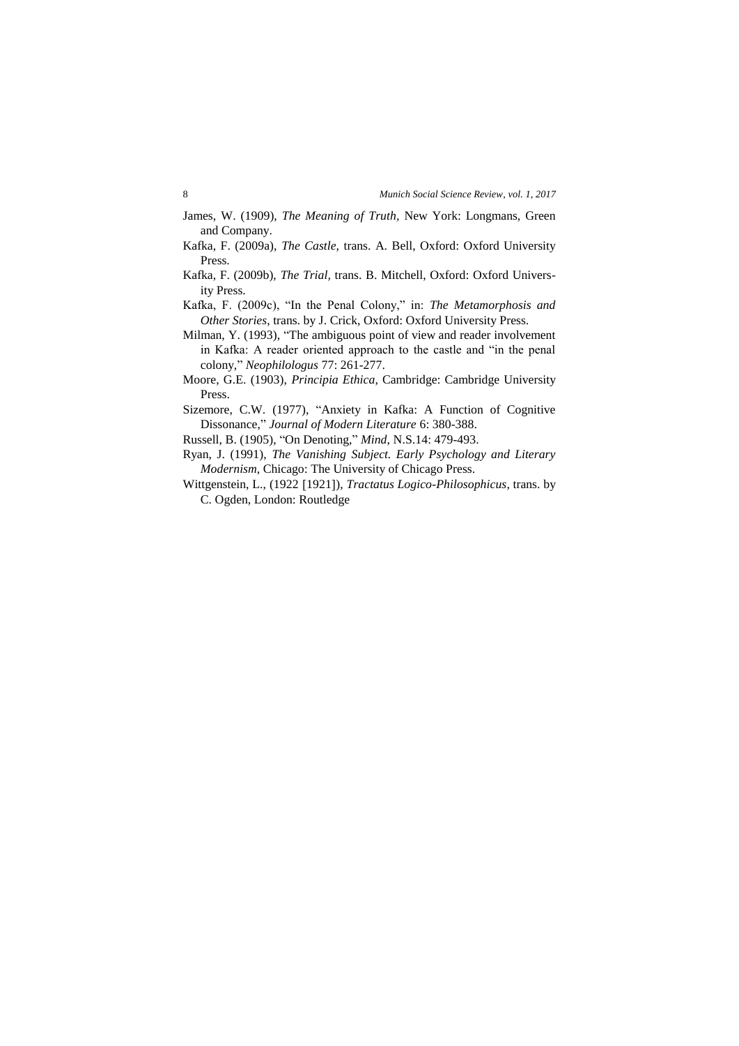James, W. (1909), *The Meaning of Truth,* New York: Longmans, Green and Company.

Kafka, F. (2009a), *The Castle,* trans. A. Bell, Oxford: Oxford University Press.

Kafka, F. (2009b), *The Trial,* trans. B. Mitchell, Oxford: Oxford University Press.

Kafka, F. (2009c), "In the Penal Colony," in: *The Metamorphosis and Other Stories*, trans. by J. Crick, Oxford: Oxford University Press.

Milman, Y. (1993), "The ambiguous point of view and reader involvement in Kafka: A reader oriented approach to the castle and "in the penal colony," *Neophilologus* 77: 261-277.

Moore, G.E. (1903), *Principia Ethica*, Cambridge: Cambridge University Press.

Sizemore, C.W. (1977), "Anxiety in Kafka: A Function of Cognitive Dissonance," *Journal of Modern Literature* 6: 380-388.

Russell, B. (1905), "On Denoting," *Mind,* N.S.14: 479-493.

Ryan, J. (1991), *The Vanishing Subject. Early Psychology and Literary Modernism*, Chicago: The University of Chicago Press.

Wittgenstein, L., (1922 [1921]), *Tractatus Logico-Philosophicus*, trans. by C. Ogden, London: Routledge